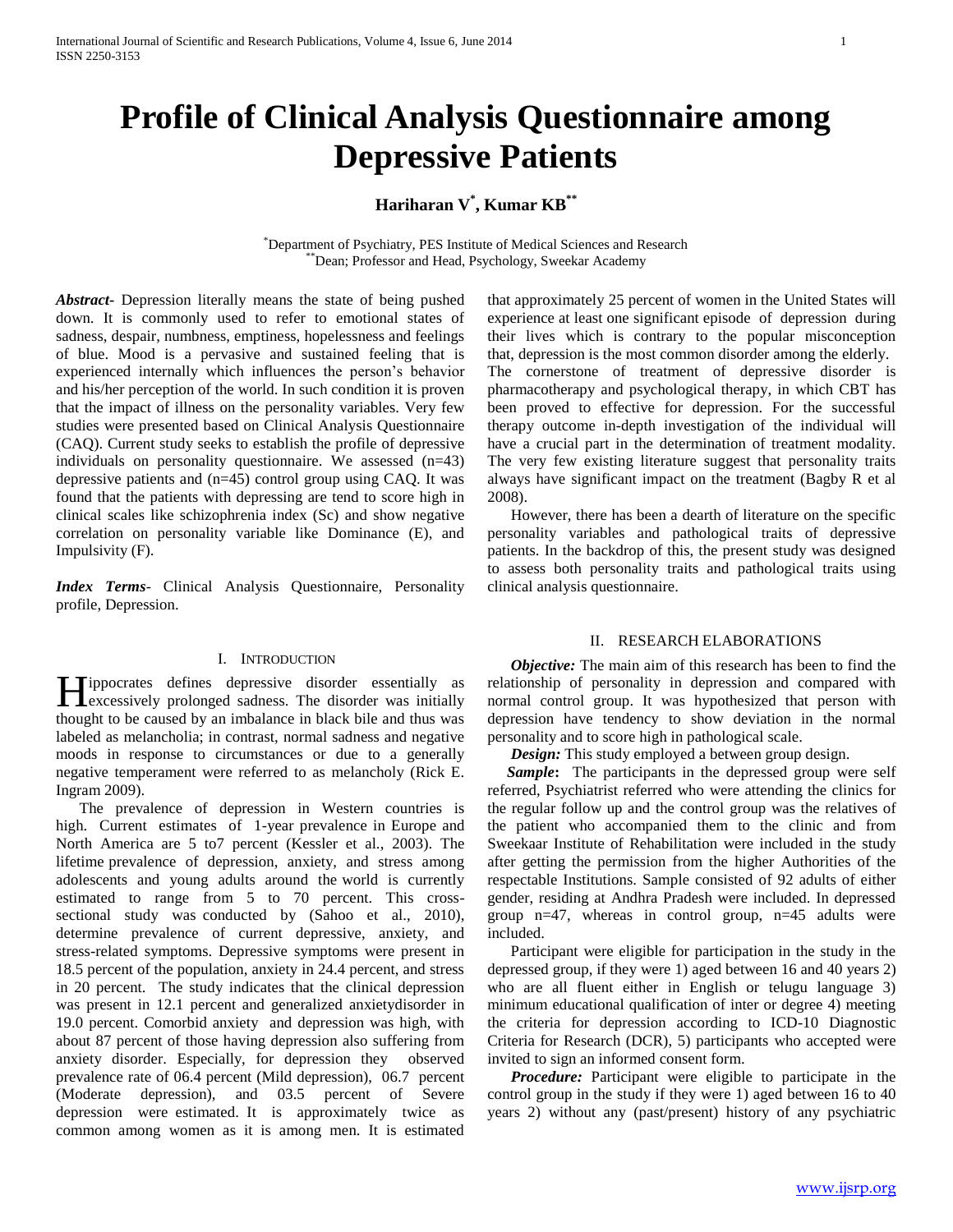# Profile of Clinical Analysis Questionnaire among Depressive Patients

**Hariharan V[*], Kumar KB[**]**

[*]Department of Psychiatry, PES Institute of Medical Sciences and Research
[**]Dean; Professor and Head, Psychology, Sweekar Academy

***Abstract-*** Depression literally means the state of being pushed down. It is commonly used to refer to emotional states of sadness, despair, numbness, emptiness, hopelessness and feelings of blue. Mood is a pervasive and sustained feeling that is experienced internally which influences the person's behavior and his/her perception of the world. In such condition it is proven that the impact of illness on the personality variables. Very few studies were presented based on Clinical Analysis Questionnaire (CAQ). Current study seeks to establish the profile of depressive individuals on personality questionnaire. We assessed (n=43) depressive patients and (n=45) control group using CAQ. It was found that the patients with depressing are tend to score high in clinical scales like schizophrenia index (Sc) and show negative correlation on personality variable like Dominance (E), and Impulsivity (F).

***Index Terms*-** Clinical Analysis Questionnaire, Personality profile, Depression.

## I. Introduction

Hippocrates defines depressive disorder essentially as excessively prolonged sadness. The disorder was initially thought to be caused by an imbalance in black bile and thus was labeled as melancholia; in contrast, normal sadness and negative moods in response to circumstances or due to a generally negative temperament were referred to as melancholy (Rick E. Ingram 2009).

The prevalence of depression in Western countries is high. Current estimates of 1-year prevalence in Europe and North America are 5 to7 percent (Kessler et al., 2003). The lifetime prevalence of depression, anxiety, and stress among adolescents and young adults around the world is currently estimated to range from 5 to 70 percent. This cross-sectional study was conducted by (Sahoo et al., 2010), determine prevalence of current depressive, anxiety, and stress-related symptoms. Depressive symptoms were present in 18.5 percent of the population, anxiety in 24.4 percent, and stress in 20 percent. The study indicates that the clinical depression was present in 12.1 percent and generalized anxietydisorder in 19.0 percent. Comorbid anxiety and depression was high, with about 87 percent of those having depression also suffering from anxiety disorder. Especially, for depression they observed prevalence rate of 06.4 percent (Mild depression), 06.7 percent (Moderate depression), and 03.5 percent of Severe depression were estimated. It is approximately twice as common among women as it is among men. It is estimated that approximately 25 percent of women in the United States will experience at least one significant episode of depression during their lives which is contrary to the popular misconception that, depression is the most common disorder among the elderly.

The cornerstone of treatment of depressive disorder is pharmacotherapy and psychological therapy, in which CBT has been proved to effective for depression. For the successful therapy outcome in-depth investigation of the individual will have a crucial part in the determination of treatment modality. The very few existing literature suggest that personality traits always have significant impact on the treatment (Bagby R et al 2008).

However, there has been a dearth of literature on the specific personality variables and pathological traits of depressive patients. In the backdrop of this, the present study was designed to assess both personality traits and pathological traits using clinical analysis questionnaire.

## II. Research Elaborations

***Objective:*** The main aim of this research has been to find the relationship of personality in depression and compared with normal control group. It was hypothesized that person with depression have tendency to show deviation in the normal personality and to score high in pathological scale.

***Design:*** This study employed a between group design.

***Sample*:** The participants in the depressed group were self referred, Psychiatrist referred who were attending the clinics for the regular follow up and the control group was the relatives of the patient who accompanied them to the clinic and from Sweekaar Institute of Rehabilitation were included in the study after getting the permission from the higher Authorities of the respectable Institutions. Sample consisted of 92 adults of either gender, residing at Andhra Pradesh were included. In depressed group n=47, whereas in control group, n=45 adults were included.

Participant were eligible for participation in the study in the depressed group, if they were 1) aged between 16 and 40 years 2) who are all fluent either in English or telugu language 3) minimum educational qualification of inter or degree 4) meeting the criteria for depression according to ICD-10 Diagnostic Criteria for Research (DCR), 5) participants who accepted were invited to sign an informed consent form.

***Procedure:*** Participant were eligible to participate in the control group in the study if they were 1) aged between 16 to 40 years 2) without any (past/present) history of any psychiatric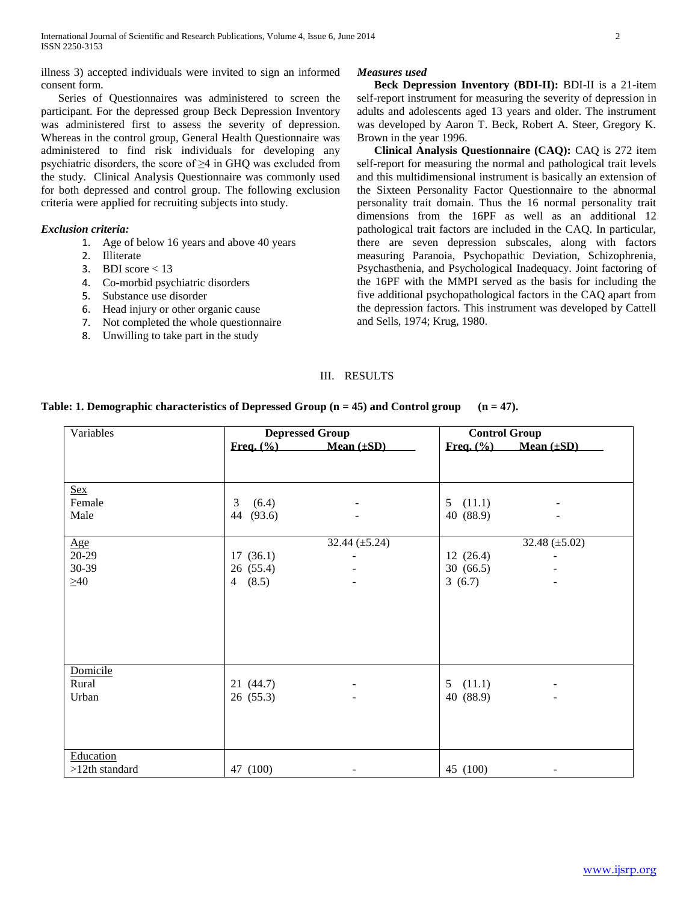illness 3) accepted individuals were invited to sign an informed consent form.

Series of Questionnaires was administered to screen the participant. For the depressed group Beck Depression Inventory was administered first to assess the severity of depression. Whereas in the control group, General Health Questionnaire was administered to find risk individuals for developing any psychiatric disorders, the score of ≥4 in GHQ was excluded from the study. Clinical Analysis Questionnaire was commonly used for both depressed and control group. The following exclusion criteria were applied for recruiting subjects into study.

***Exclusion criteria:***

1. Age of below 16 years and above 40 years
2. Illiterate
3. BDI score < 13
4. Co-morbid psychiatric disorders
5. Substance use disorder
6. Head injury or other organic cause
7. Not completed the whole questionnaire
8. Unwilling to take part in the study

***Measures used***

**Beck Depression Inventory (BDI-II):** BDI-II is a 21-item self-report instrument for measuring the severity of depression in adults and adolescents aged 13 years and older. The instrument was developed by Aaron T. Beck, Robert A. Steer, Gregory K. Brown in the year 1996.

**Clinical Analysis Questionnaire (CAQ):** CAQ is 272 item self-report for measuring the normal and pathological trait levels and this multidimensional instrument is basically an extension of the Sixteen Personality Factor Questionnaire to the abnormal personality trait domain. Thus the 16 normal personality trait dimensions from the 16PF as well as an additional 12 pathological trait factors are included in the CAQ. In particular, there are seven depression subscales, along with factors measuring Paranoia, Psychopathic Deviation, Schizophrenia, Psychasthenia, and Psychological Inadequacy. Joint factoring of the 16PF with the MMPI served as the basis for including the five additional psychopathological factors in the CAQ apart from the depression factors. This instrument was developed by Cattell and Sells, 1974; Krug, 1980.

## III. RESULTS

**Table: 1. Demographic characteristics of Depressed Group (n = 45) and Control group (n = 47).**

| Variables | Depressed Group | | Control Group | |
|---|---|---|---|---|
| | Freq. (%) | Mean (±SD) | Freq. (%) | Mean (±SD) |
| Sex | | | | |
| Female | 3 (6.4) | - | 5 (11.1) | - |
| Male | 44 (93.6) | - | 40 (88.9) | - |
| Age | | 32.44 (±5.24) | | 32.48 (±5.02) |
| 20-29 | 17 (36.1) | - | 12 (26.4) | - |
| 30-39 | 26 (55.4) | - | 30 (66.5) | - |
| ≥40 | 4 (8.5) | - | 3 (6.7) | - |
| Domicile | | | | |
| Rural | 21 (44.7) | - | 5 (11.1) | - |
| Urban | 26 (55.3) | - | 40 (88.9) | - |
| Education | | | | |
| >12th standard | 47 (100) | - | 45 (100) | - |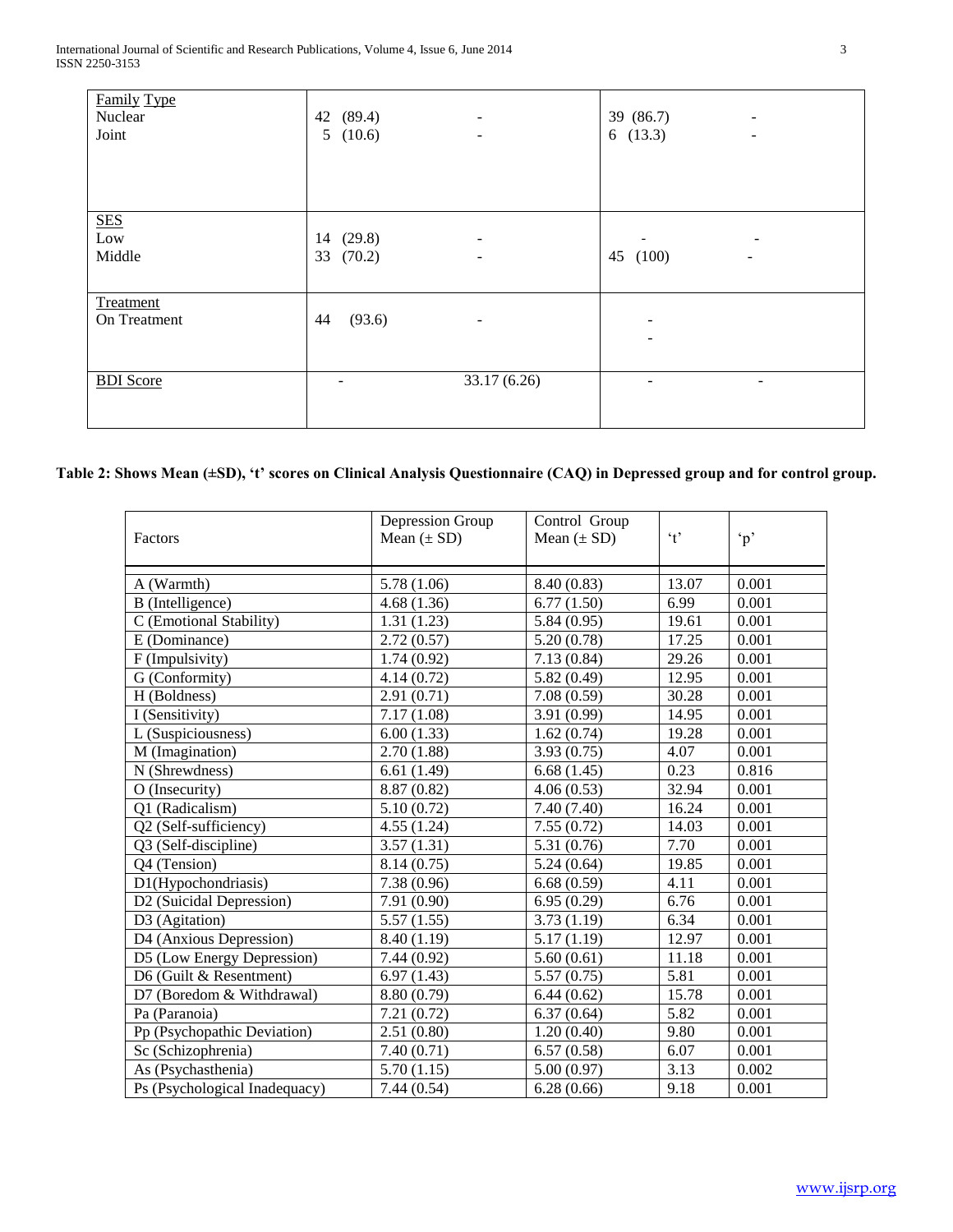| | | | | |
|---|---|---|---|---|
| Family Type | | | | |
| Nuclear | 42 (89.4) | - | 39 (86.7) | - |
| Joint | 5 (10.6) | - | 6 (13.3) | - |
| SES | | | | |
| Low | 14 (29.8) | - | - | - |
| Middle | 33 (70.2) | - | 45 (100) | - |
| Treatment | | | | |
| On Treatment | 44 (93.6) | - | - | |
| | | | - | |
| BDI Score | - | 33.17 (6.26) | - | - |

**Table 2: Shows Mean (±SD), 't' scores on Clinical Analysis Questionnaire (CAQ) in Depressed group and for control group.**

| Factors | Depression Group Mean (± SD) | Control Group Mean (± SD) | 't' | 'p' |
|---|---|---|---|---|
| A (Warmth) | 5.78 (1.06) | 8.40 (0.83) | 13.07 | 0.001 |
| B (Intelligence) | 4.68 (1.36) | 6.77 (1.50) | 6.99 | 0.001 |
| C (Emotional Stability) | 1.31 (1.23) | 5.84 (0.95) | 19.61 | 0.001 |
| E (Dominance) | 2.72 (0.57) | 5.20 (0.78) | 17.25 | 0.001 |
| F (Impulsivity) | 1.74 (0.92) | 7.13 (0.84) | 29.26 | 0.001 |
| G (Conformity) | 4.14 (0.72) | 5.82 (0.49) | 12.95 | 0.001 |
| H (Boldness) | 2.91 (0.71) | 7.08 (0.59) | 30.28 | 0.001 |
| I (Sensitivity) | 7.17 (1.08) | 3.91 (0.99) | 14.95 | 0.001 |
| L (Suspiciousness) | 6.00 (1.33) | 1.62 (0.74) | 19.28 | 0.001 |
| M (Imagination) | 2.70 (1.88) | 3.93 (0.75) | 4.07 | 0.001 |
| N (Shrewdness) | 6.61 (1.49) | 6.68 (1.45) | 0.23 | 0.816 |
| O (Insecurity) | 8.87 (0.82) | 4.06 (0.53) | 32.94 | 0.001 |
| Q1 (Radicalism) | 5.10 (0.72) | 7.40 (7.40) | 16.24 | 0.001 |
| Q2 (Self-sufficiency) | 4.55 (1.24) | 7.55 (0.72) | 14.03 | 0.001 |
| Q3 (Self-discipline) | 3.57 (1.31) | 5.31 (0.76) | 7.70 | 0.001 |
| Q4 (Tension) | 8.14 (0.75) | 5.24 (0.64) | 19.85 | 0.001 |
| D1(Hypochondriasis) | 7.38 (0.96) | 6.68 (0.59) | 4.11 | 0.001 |
| D2 (Suicidal Depression) | 7.91 (0.90) | 6.95 (0.29) | 6.76 | 0.001 |
| D3 (Agitation) | 5.57 (1.55) | 3.73 (1.19) | 6.34 | 0.001 |
| D4 (Anxious Depression) | 8.40 (1.19) | 5.17 (1.19) | 12.97 | 0.001 |
| D5 (Low Energy Depression) | 7.44 (0.92) | 5.60 (0.61) | 11.18 | 0.001 |
| D6 (Guilt & Resentment) | 6.97 (1.43) | 5.57 (0.75) | 5.81 | 0.001 |
| D7 (Boredom & Withdrawal) | 8.80 (0.79) | 6.44 (0.62) | 15.78 | 0.001 |
| Pa (Paranoia) | 7.21 (0.72) | 6.37 (0.64) | 5.82 | 0.001 |
| Pp (Psychopathic Deviation) | 2.51 (0.80) | 1.20 (0.40) | 9.80 | 0.001 |
| Sc (Schizophrenia) | 7.40 (0.71) | 6.57 (0.58) | 6.07 | 0.001 |
| As (Psychasthenia) | 5.70 (1.15) | 5.00 (0.97) | 3.13 | 0.002 |
| Ps (Psychological Inadequacy) | 7.44 (0.54) | 6.28 (0.66) | 9.18 | 0.001 |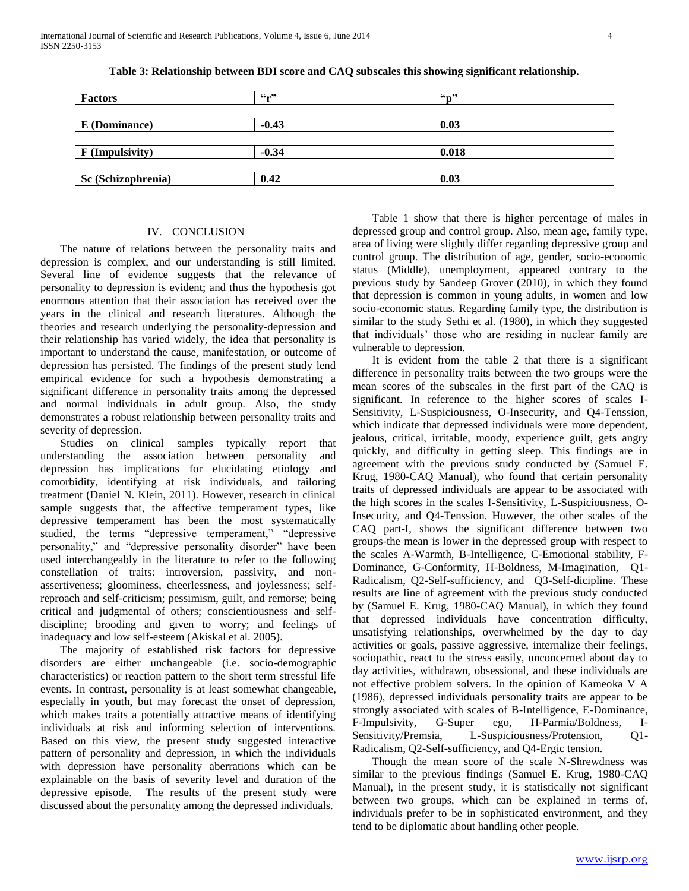**Table 3: Relationship between BDI score and CAQ subscales this showing significant relationship.**

| Factors | "r" | "p" |
|---|---|---|
| E (Dominance) | -0.43 | 0.03 |
| F (Impulsivity) | -0.34 | 0.018 |
| Sc (Schizophrenia) | 0.42 | 0.03 |

## IV. CONCLUSION

The nature of relations between the personality traits and depression is complex, and our understanding is still limited. Several line of evidence suggests that the relevance of personality to depression is evident; and thus the hypothesis got enormous attention that their association has received over the years in the clinical and research literatures. Although the theories and research underlying the personality-depression and their relationship has varied widely, the idea that personality is important to understand the cause, manifestation, or outcome of depression has persisted. The findings of the present study lend empirical evidence for such a hypothesis demonstrating a significant difference in personality traits among the depressed and normal individuals in adult group. Also, the study demonstrates a robust relationship between personality traits and severity of depression.

Studies on clinical samples typically report that understanding the association between personality and depression has implications for elucidating etiology and comorbidity, identifying at risk individuals, and tailoring treatment (Daniel N. Klein, 2011). However, research in clinical sample suggests that, the affective temperament types, like depressive temperament has been the most systematically studied, the terms "depressive temperament," "depressive personality," and "depressive personality disorder" have been used interchangeably in the literature to refer to the following constellation of traits: introversion, passivity, and non-assertiveness; gloominess, cheerlessness, and joylessness; self-reproach and self-criticism; pessimism, guilt, and remorse; being critical and judgmental of others; conscientiousness and self-discipline; brooding and given to worry; and feelings of inadequacy and low self-esteem (Akiskal et al. 2005).

The majority of established risk factors for depressive disorders are either unchangeable (i.e. socio-demographic characteristics) or reaction pattern to the short term stressful life events. In contrast, personality is at least somewhat changeable, especially in youth, but may forecast the onset of depression, which makes traits a potentially attractive means of identifying individuals at risk and informing selection of interventions. Based on this view, the present study suggested interactive pattern of personality and depression, in which the individuals with depression have personality aberrations which can be explainable on the basis of severity level and duration of the depressive episode. The results of the present study were discussed about the personality among the depressed individuals.

Table 1 show that there is higher percentage of males in depressed group and control group. Also, mean age, family type, area of living were slightly differ regarding depressive group and control group. The distribution of age, gender, socio-economic status (Middle), unemployment, appeared contrary to the previous study by Sandeep Grover (2010), in which they found that depression is common in young adults, in women and low socio-economic status. Regarding family type, the distribution is similar to the study Sethi et al. (1980), in which they suggested that individuals' those who are residing in nuclear family are vulnerable to depression.

It is evident from the table 2 that there is a significant difference in personality traits between the two groups were the mean scores of the subscales in the first part of the CAQ is significant. In reference to the higher scores of scales I-Sensitivity, L-Suspiciousness, O-Insecurity, and Q4-Tenssion, which indicate that depressed individuals were more dependent, jealous, critical, irritable, moody, experience guilt, gets angry quickly, and difficulty in getting sleep. This findings are in agreement with the previous study conducted by (Samuel E. Krug, 1980-CAQ Manual), who found that certain personality traits of depressed individuals are appear to be associated with the high scores in the scales I-Sensitivity, L-Suspiciousness, O-Insecurity, and Q4-Tenssion. However, the other scales of the CAQ part-I, shows the significant difference between two groups-the mean is lower in the depressed group with respect to the scales A-Warmth, B-Intelligence, C-Emotional stability, F-Dominance, G-Conformity, H-Boldness, M-Imagination, Q1-Radicalism, Q2-Self-sufficiency, and Q3-Self-dicipline. These results are line of agreement with the previous study conducted by (Samuel E. Krug, 1980-CAQ Manual), in which they found that depressed individuals have concentration difficulty, unsatisfying relationships, overwhelmed by the day to day activities or goals, passive aggressive, internalize their feelings, sociopathic, react to the stress easily, unconcerned about day to day activities, withdrawn, obsessional, and these individuals are not effective problem solvers. In the opinion of Kameoka V A (1986), depressed individuals personality traits are appear to be strongly associated with scales of B-Intelligence, E-Dominance, F-Impulsivity, G-Super ego, H-Parmia/Boldness, I-Sensitivity/Premsia, L-Suspiciousness/Protension, Q1-Radicalism, Q2-Self-sufficiency, and Q4-Ergic tension.

Though the mean score of the scale N-Shrewdness was similar to the previous findings (Samuel E. Krug, 1980-CAQ Manual), in the present study, it is statistically not significant between two groups, which can be explained in terms of, individuals prefer to be in sophisticated environment, and they tend to be diplomatic about handling other people.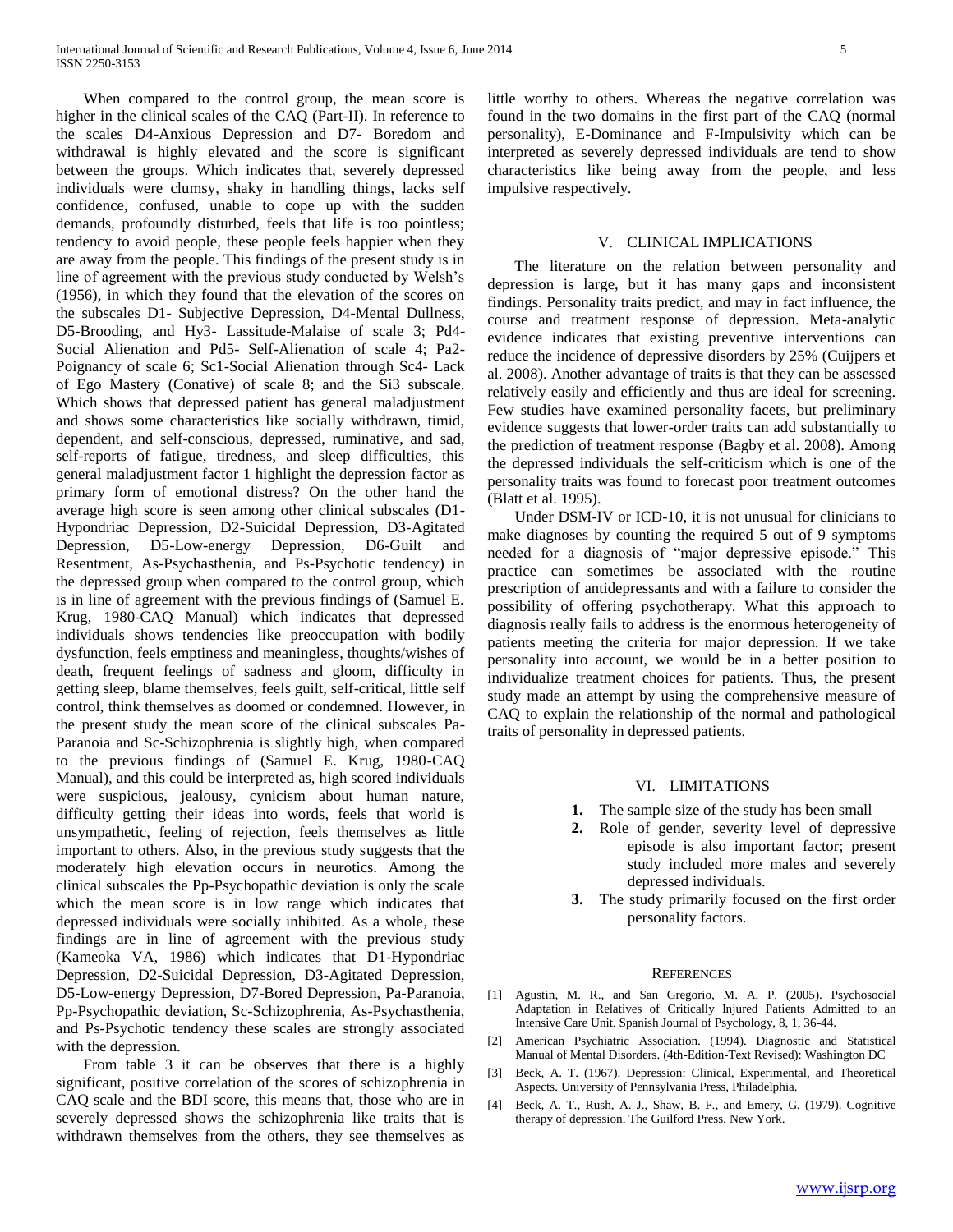When compared to the control group, the mean score is higher in the clinical scales of the CAQ (Part-II). In reference to the scales D4-Anxious Depression and D7- Boredom and withdrawal is highly elevated and the score is significant between the groups. Which indicates that, severely depressed individuals were clumsy, shaky in handling things, lacks self confidence, confused, unable to cope up with the sudden demands, profoundly disturbed, feels that life is too pointless; tendency to avoid people, these people feels happier when they are away from the people. This findings of the present study is in line of agreement with the previous study conducted by Welsh's (1956), in which they found that the elevation of the scores on the subscales D1- Subjective Depression, D4-Mental Dullness, D5-Brooding, and Hy3- Lassitude-Malaise of scale 3; Pd4- Social Alienation and Pd5- Self-Alienation of scale 4; Pa2- Poignancy of scale 6; Sc1-Social Alienation through Sc4- Lack of Ego Mastery (Conative) of scale 8; and the Si3 subscale. Which shows that depressed patient has general maladjustment and shows some characteristics like socially withdrawn, timid, dependent, and self-conscious, depressed, ruminative, and sad, self-reports of fatigue, tiredness, and sleep difficulties, this general maladjustment factor 1 highlight the depression factor as primary form of emotional distress? On the other hand the average high score is seen among other clinical subscales (D1- Hypondriac Depression, D2-Suicidal Depression, D3-Agitated Depression, D5-Low-energy Depression, D6-Guilt and Resentment, As-Psychasthenia, and Ps-Psychotic tendency) in the depressed group when compared to the control group, which is in line of agreement with the previous findings of (Samuel E. Krug, 1980-CAQ Manual) which indicates that depressed individuals shows tendencies like preoccupation with bodily dysfunction, feels emptiness and meaningless, thoughts/wishes of death, frequent feelings of sadness and gloom, difficulty in getting sleep, blame themselves, feels guilt, self-critical, little self control, think themselves as doomed or condemned. However, in the present study the mean score of the clinical subscales Pa-Paranoia and Sc-Schizophrenia is slightly high, when compared to the previous findings of (Samuel E. Krug, 1980-CAQ Manual), and this could be interpreted as, high scored individuals were suspicious, jealousy, cynicism about human nature, difficulty getting their ideas into words, feels that world is unsympathetic, feeling of rejection, feels themselves as little important to others. Also, in the previous study suggests that the moderately high elevation occurs in neurotics. Among the clinical subscales the Pp-Psychopathic deviation is only the scale which the mean score is in low range which indicates that depressed individuals were socially inhibited. As a whole, these findings are in line of agreement with the previous study (Kameoka VA, 1986) which indicates that D1-Hypondriac Depression, D2-Suicidal Depression, D3-Agitated Depression, D5-Low-energy Depression, D7-Bored Depression, Pa-Paranoia, Pp-Psychopathic deviation, Sc-Schizophrenia, As-Psychasthenia, and Ps-Psychotic tendency these scales are strongly associated with the depression.

From table 3 it can be observes that there is a highly significant, positive correlation of the scores of schizophrenia in CAQ scale and the BDI score, this means that, those who are in severely depressed shows the schizophrenia like traits that is withdrawn themselves from the others, they see themselves as little worthy to others. Whereas the negative correlation was found in the two domains in the first part of the CAQ (normal personality), E-Dominance and F-Impulsivity which can be interpreted as severely depressed individuals are tend to show characteristics like being away from the people, and less impulsive respectively.

## V. Clinical Implications

The literature on the relation between personality and depression is large, but it has many gaps and inconsistent findings. Personality traits predict, and may in fact influence, the course and treatment response of depression. Meta-analytic evidence indicates that existing preventive interventions can reduce the incidence of depressive disorders by 25% (Cuijpers et al. 2008). Another advantage of traits is that they can be assessed relatively easily and efficiently and thus are ideal for screening. Few studies have examined personality facets, but preliminary evidence suggests that lower-order traits can add substantially to the prediction of treatment response (Bagby et al. 2008). Among the depressed individuals the self-criticism which is one of the personality traits was found to forecast poor treatment outcomes (Blatt et al. 1995).

Under DSM-IV or ICD-10, it is not unusual for clinicians to make diagnoses by counting the required 5 out of 9 symptoms needed for a diagnosis of "major depressive episode." This practice can sometimes be associated with the routine prescription of antidepressants and with a failure to consider the possibility of offering psychotherapy. What this approach to diagnosis really fails to address is the enormous heterogeneity of patients meeting the criteria for major depression. If we take personality into account, we would be in a better position to individualize treatment choices for patients. Thus, the present study made an attempt by using the comprehensive measure of CAQ to explain the relationship of the normal and pathological traits of personality in depressed patients.

## VI. Limitations

1. The sample size of the study has been small
2. Role of gender, severity level of depressive episode is also important factor; present study included more males and severely depressed individuals.
3. The study primarily focused on the first order personality factors.

## References

[1] Agustin, M. R., and San Gregorio, M. A. P. (2005). Psychosocial Adaptation in Relatives of Critically Injured Patients Admitted to an Intensive Care Unit. Spanish Journal of Psychology, 8, 1, 36-44.

[2] American Psychiatric Association. (1994). Diagnostic and Statistical Manual of Mental Disorders. (4th-Edition-Text Revised): Washington DC

[3] Beck, A. T. (1967). Depression: Clinical, Experimental, and Theoretical Aspects. University of Pennsylvania Press, Philadelphia.

[4] Beck, A. T., Rush, A. J., Shaw, B. F., and Emery, G. (1979). Cognitive therapy of depression. The Guilford Press, New York.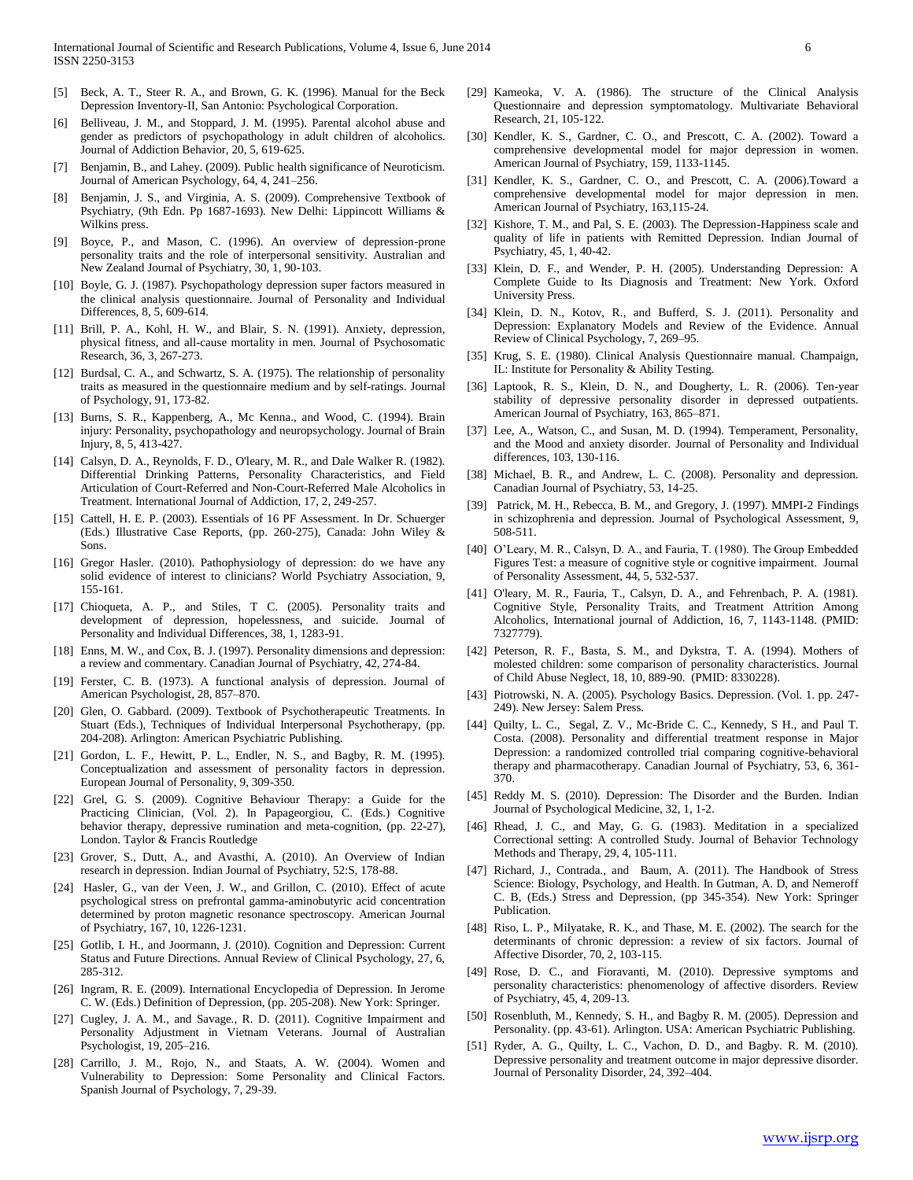[5] Beck, A. T., Steer R. A., and Brown, G. K. (1996). Manual for the Beck Depression Inventory-II, San Antonio: Psychological Corporation.

[6] Belliveau, J. M., and Stoppard, J. M. (1995). Parental alcohol abuse and gender as predictors of psychopathology in adult children of alcoholics. Journal of Addiction Behavior, 20, 5, 619-625.

[7] Benjamin, B., and Lahey. (2009). Public health significance of Neuroticism. Journal of American Psychology, 64, 4, 241–256.

[8] Benjamin, J. S., and Virginia, A. S. (2009). Comprehensive Textbook of Psychiatry, (9th Edn. Pp 1687-1693). New Delhi: Lippincott Williams & Wilkins press.

[9] Boyce, P., and Mason, C. (1996). An overview of depression-prone personality traits and the role of interpersonal sensitivity. Australian and New Zealand Journal of Psychiatry, 30, 1, 90-103.

[10] Boyle, G. J. (1987). Psychopathology depression super factors measured in the clinical analysis questionnaire. Journal of Personality and Individual Differences, 8, 5, 609-614.

[11] Brill, P. A., Kohl, H. W., and Blair, S. N. (1991). Anxiety, depression, physical fitness, and all-cause mortality in men. Journal of Psychosomatic Research, 36, 3, 267-273.

[12] Burdsal, C. A., and Schwartz, S. A. (1975). The relationship of personality traits as measured in the questionnaire medium and by self-ratings. Journal of Psychology, 91, 173-82.

[13] Burns, S. R., Kappenberg, A., Mc Kenna., and Wood, C. (1994). Brain injury: Personality, psychopathology and neuropsychology. Journal of Brain Injury, 8, 5, 413-427.

[14] Calsyn, D. A., Reynolds, F. D., O'leary, M. R., and Dale Walker R. (1982). Differential Drinking Patterns, Personality Characteristics, and Field Articulation of Court-Referred and Non-Court-Referred Male Alcoholics in Treatment. International Journal of Addiction, 17, 2, 249-257.

[15] Cattell, H. E. P. (2003). Essentials of 16 PF Assessment. In Dr. Schuerger (Eds.) Illustrative Case Reports, (pp. 260-275), Canada: John Wiley & Sons.

[16] Gregor Hasler. (2010). Pathophysiology of depression: do we have any solid evidence of interest to clinicians? World Psychiatry Association, 9, 155-161.

[17] Chioqueta, A. P., and Stiles, T C. (2005). Personality traits and development of depression, hopelessness, and suicide. Journal of Personality and Individual Differences, 38, 1, 1283-91.

[18] Enns, M. W., and Cox, B. J. (1997). Personality dimensions and depression: a review and commentary. Canadian Journal of Psychiatry, 42, 274-84.

[19] Ferster, C. B. (1973). A functional analysis of depression. Journal of American Psychologist, 28, 857–870.

[20] Glen, O. Gabbard. (2009). Textbook of Psychotherapeutic Treatments. In Stuart (Eds.), Techniques of Individual Interpersonal Psychotherapy, (pp. 204-208). Arlington: American Psychiatric Publishing.

[21] Gordon, L. F., Hewitt, P. L., Endler, N. S., and Bagby, R. M. (1995). Conceptualization and assessment of personality factors in depression. European Journal of Personality, 9, 309-350.

[22] Grel, G. S. (2009). Cognitive Behaviour Therapy: a Guide for the Practicing Clinician, (Vol. 2). In Papageorgiou, C. (Eds.) Cognitive behavior therapy, depressive rumination and meta-cognition, (pp. 22-27), London. Taylor & Francis Routledge

[23] Grover, S., Dutt, A., and Avasthi, A. (2010). An Overview of Indian research in depression. Indian Journal of Psychiatry, 52:S, 178-88.

[24] Hasler, G., van der Veen, J. W., and Grillon, C. (2010). Effect of acute psychological stress on prefrontal gamma-aminobutyric acid concentration determined by proton magnetic resonance spectroscopy. American Journal of Psychiatry, 167, 10, 1226-1231.

[25] Gotlib, I. H., and Joormann, J. (2010). Cognition and Depression: Current Status and Future Directions. Annual Review of Clinical Psychology, 27, 6, 285-312.

[26] Ingram, R. E. (2009). International Encyclopedia of Depression. In Jerome C. W. (Eds.) Definition of Depression, (pp. 205-208). New York: Springer.

[27] Cugley, J. A. M., and Savage., R. D. (2011). Cognitive Impairment and Personality Adjustment in Vietnam Veterans. Journal of Australian Psychologist, 19, 205–216.

[28] Carrillo, J. M., Rojo, N., and Staats, A. W. (2004). Women and Vulnerability to Depression: Some Personality and Clinical Factors. Spanish Journal of Psychology, 7, 29-39.

[29] Kameoka, V. A. (1986). The structure of the Clinical Analysis Questionnaire and depression symptomatology. Multivariate Behavioral Research, 21, 105-122.

[30] Kendler, K. S., Gardner, C. O., and Prescott, C. A. (2002). Toward a comprehensive developmental model for major depression in women. American Journal of Psychiatry, 159, 1133-1145.

[31] Kendler, K. S., Gardner, C. O., and Prescott, C. A. (2006).Toward a comprehensive developmental model for major depression in men. American Journal of Psychiatry, 163,115-24.

[32] Kishore, T. M., and Pal, S. E. (2003). The Depression-Happiness scale and quality of life in patients with Remitted Depression. Indian Journal of Psychiatry, 45, 1, 40-42.

[33] Klein, D. F., and Wender, P. H. (2005). Understanding Depression: A Complete Guide to Its Diagnosis and Treatment: New York. Oxford University Press.

[34] Klein, D. N., Kotov, R., and Bufferd, S. J. (2011). Personality and Depression: Explanatory Models and Review of the Evidence. Annual Review of Clinical Psychology, 7, 269–95.

[35] Krug, S. E. (1980). Clinical Analysis Questionnaire manual. Champaign, IL: Institute for Personality & Ability Testing.

[36] Laptook, R. S., Klein, D. N., and Dougherty, L. R. (2006). Ten-year stability of depressive personality disorder in depressed outpatients. American Journal of Psychiatry, 163, 865–871.

[37] Lee, A., Watson, C., and Susan, M. D. (1994). Temperament, Personality, and the Mood and anxiety disorder. Journal of Personality and Individual differences, 103, 130-116.

[38] Michael, B. R., and Andrew, L. C. (2008). Personality and depression. Canadian Journal of Psychiatry, 53, 14-25.

[39] Patrick, M. H., Rebecca, B. M., and Gregory, J. (1997). MMPI-2 Findings in schizophrenia and depression. Journal of Psychological Assessment, 9, 508-511.

[40] O'Leary, M. R., Calsyn, D. A., and Fauria, T. (1980). The Group Embedded Figures Test: a measure of cognitive style or cognitive impairment. Journal of Personality Assessment, 44, 5, 532-537.

[41] O'leary, M. R., Fauria, T., Calsyn, D. A., and Fehrenbach, P. A. (1981). Cognitive Style, Personality Traits, and Treatment Attrition Among Alcoholics, International journal of Addiction, 16, 7, 1143-1148. (PMID: 7327779).

[42] Peterson, R. F., Basta, S. M., and Dykstra, T. A. (1994). Mothers of molested children: some comparison of personality characteristics. Journal of Child Abuse Neglect, 18, 10, 889-90. (PMID: 8330228).

[43] Piotrowski, N. A. (2005). Psychology Basics. Depression. (Vol. 1. pp. 247-249). New Jersey: Salem Press.

[44] Quilty, L. C., Segal, Z. V., Mc-Bride C. C., Kennedy, S H., and Paul T. Costa. (2008). Personality and differential treatment response in Major Depression: a randomized controlled trial comparing cognitive-behavioral therapy and pharmacotherapy. Canadian Journal of Psychiatry, 53, 6, 361-370.

[45] Reddy M. S. (2010). Depression: The Disorder and the Burden. Indian Journal of Psychological Medicine, 32, 1, 1-2.

[46] Rhead, J. C., and May, G. G. (1983). Meditation in a specialized Correctional setting: A controlled Study. Journal of Behavior Technology Methods and Therapy, 29, 4, 105-111.

[47] Richard, J., Contrada., and Baum, A. (2011). The Handbook of Stress Science: Biology, Psychology, and Health. In Gutman, A. D, and Nemeroff C. B, (Eds.) Stress and Depression, (pp 345-354). New York: Springer Publication.

[48] Riso, L. P., Milyatake, R. K., and Thase, M. E. (2002). The search for the determinants of chronic depression: a review of six factors. Journal of Affective Disorder, 70, 2, 103-115.

[49] Rose, D. C., and Fioravanti, M. (2010). Depressive symptoms and personality characteristics: phenomenology of affective disorders. Review of Psychiatry, 45, 4, 209-13.

[50] Rosenbluth, M., Kennedy, S. H., and Bagby R. M. (2005). Depression and Personality. (pp. 43-61). Arlington. USA: American Psychiatric Publishing.

[51] Ryder, A. G., Quilty, L. C., Vachon, D. D., and Bagby. R. M. (2010). Depressive personality and treatment outcome in major depressive disorder. Journal of Personality Disorder, 24, 392–404.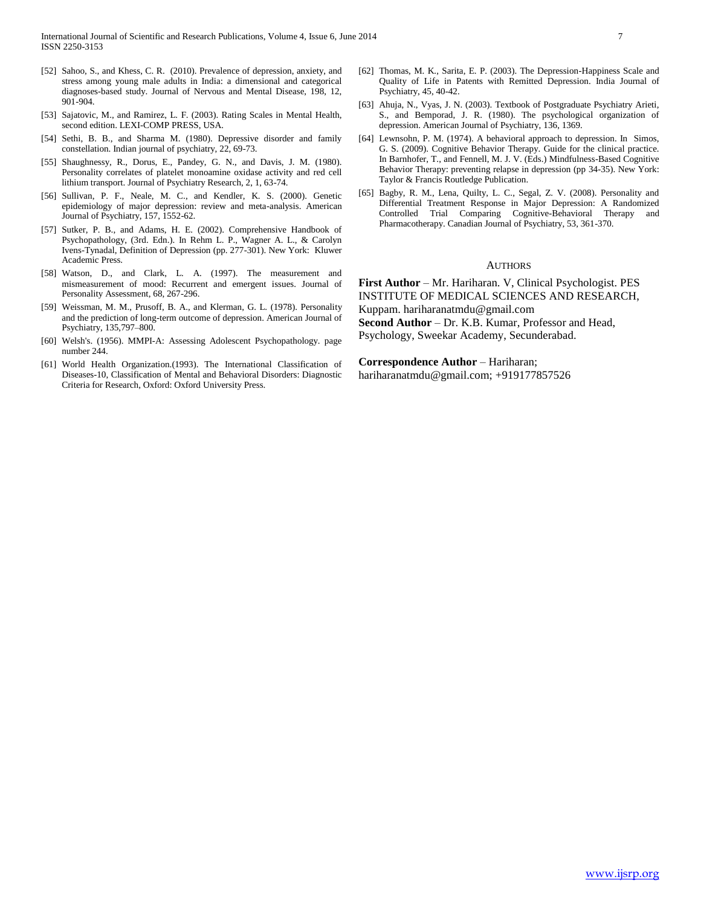[52] Sahoo, S., and Khess, C. R. (2010). Prevalence of depression, anxiety, and stress among young male adults in India: a dimensional and categorical diagnoses-based study. Journal of Nervous and Mental Disease, 198, 12, 901-904.

[53] Sajatovic, M., and Ramirez, L. F. (2003). Rating Scales in Mental Health, second edition. LEXI-COMP PRESS, USA.

[54] Sethi, B. B., and Sharma M. (1980). Depressive disorder and family constellation. Indian journal of psychiatry, 22, 69-73.

[55] Shaughnessy, R., Dorus, E., Pandey, G. N., and Davis, J. M. (1980). Personality correlates of platelet monoamine oxidase activity and red cell lithium transport. Journal of Psychiatry Research, 2, 1, 63-74.

[56] Sullivan, P. F., Neale, M. C., and Kendler, K. S. (2000). Genetic epidemiology of major depression: review and meta-analysis. American Journal of Psychiatry, 157, 1552-62.

[57] Sutker, P. B., and Adams, H. E. (2002). Comprehensive Handbook of Psychopathology, (3rd. Edn.). In Rehm L. P., Wagner A. L., & Carolyn Ivens-Tynadal, Definition of Depression (pp. 277-301). New York: Kluwer Academic Press.

[58] Watson, D., and Clark, L. A. (1997). The measurement and mismeasurement of mood: Recurrent and emergent issues. Journal of Personality Assessment, 68, 267-296.

[59] Weissman, M. M., Prusoff, B. A., and Klerman, G. L. (1978). Personality and the prediction of long-term outcome of depression. American Journal of Psychiatry, 135,797–800.

[60] Welsh's. (1956). MMPI-A: Assessing Adolescent Psychopathology. page number 244.

[61] World Health Organization.(1993). The International Classification of Diseases-10, Classification of Mental and Behavioral Disorders: Diagnostic Criteria for Research, Oxford: Oxford University Press.

[62] Thomas, M. K., Sarita, E. P. (2003). The Depression-Happiness Scale and Quality of Life in Patents with Remitted Depression. India Journal of Psychiatry, 45, 40-42.

[63] Ahuja, N., Vyas, J. N. (2003). Textbook of Postgraduate Psychiatry Arieti, S., and Bemporad, J. R. (1980). The psychological organization of depression. American Journal of Psychiatry, 136, 1369.

[64] Lewnsohn, P. M. (1974). A behavioral approach to depression. In Simos, G. S. (2009). Cognitive Behavior Therapy. Guide for the clinical practice. In Barnhofer, T., and Fennell, M. J. V. (Eds.) Mindfulness-Based Cognitive Behavior Therapy: preventing relapse in depression (pp 34-35). New York: Taylor & Francis Routledge Publication.

[65] Bagby, R. M., Lena, Quilty, L. C., Segal, Z. V. (2008). Personality and Differential Treatment Response in Major Depression: A Randomized Controlled Trial Comparing Cognitive-Behavioral Therapy and Pharmacotherapy. Canadian Journal of Psychiatry, 53, 361-370.

## AUTHORS

**First Author** – Mr. Hariharan. V, Clinical Psychologist. PES INSTITUTE OF MEDICAL SCIENCES AND RESEARCH, Kuppam. hariharanatmdu@gmail.com

**Second Author** – Dr. K.B. Kumar, Professor and Head, Psychology, Sweekar Academy, Secunderabad.

**Correspondence Author** – Hariharan; hariharanatmdu@gmail.com; +919177857526